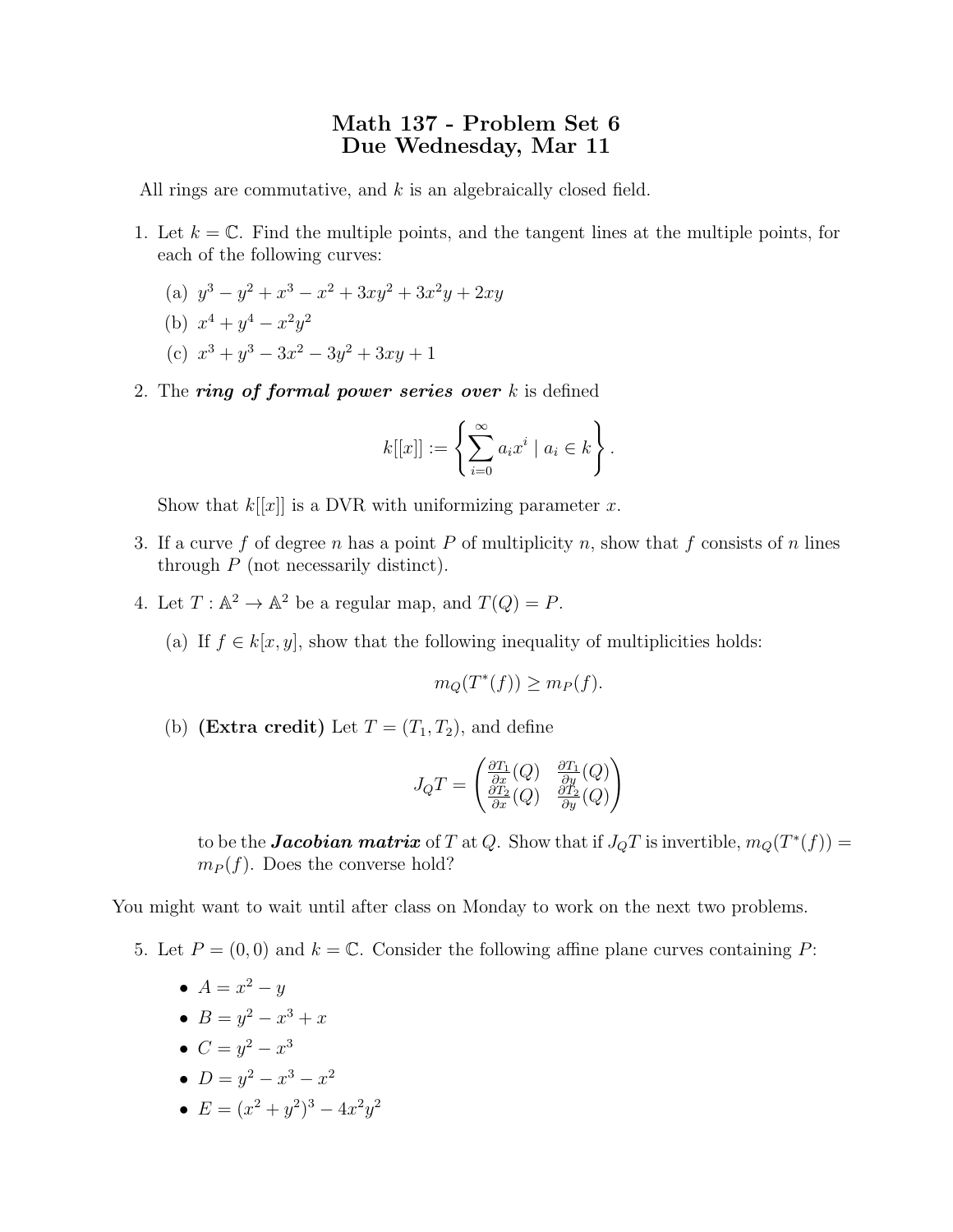# Math 137 - Problem Set 6
## Due Wednesday, Mar 11

All rings are commutative, and $k$ is an algebraically closed field.

1. Let $k = \mathbb{C}$. Find the multiple points, and the tangent lines at the multiple points, for each of the following curves:

   (a) $y^3 - y^2 + x^3 - x^2 + 3xy^2 + 3x^2y + 2xy$

   (b) $x^4 + y^4 - x^2y^2$

   (c) $x^3 + y^3 - 3x^2 - 3y^2 + 3xy + 1$

2. The ***ring of formal power series over*** $k$ is defined

$$k[[x]] := \left\{ \sum_{i=0}^{\infty} a_i x^i \mid a_i \in k \right\}.$$

   Show that $k[[x]]$ is a DVR with uniformizing parameter $x$.

3. If a curve $f$ of degree $n$ has a point $P$ of multiplicity $n$, show that $f$ consists of $n$ lines through $P$ (not necessarily distinct).

4. Let $T : \mathbb{A}^2 \to \mathbb{A}^2$ be a regular map, and $T(Q) = P$.

   (a) If $f \in k[x, y]$, show that the following inequality of multiplicities holds:

$$m_Q(T^*(f)) \geq m_P(f).$$

   (b) **(Extra credit)** Let $T = (T_1, T_2)$, and define

$$J_Q T = \begin{pmatrix} \frac{\partial T_1}{\partial x}(Q) & \frac{\partial T_1}{\partial y}(Q) \\ \frac{\partial T_2}{\partial x}(Q) & \frac{\partial T_2}{\partial y}(Q) \end{pmatrix}$$

   to be the ***Jacobian matrix*** of $T$ at $Q$. Show that if $J_Q T$ is invertible, $m_Q(T^*(f)) = m_P(f)$. Does the converse hold?

You might want to wait until after class on Monday to work on the next two problems.

5. Let $P = (0, 0)$ and $k = \mathbb{C}$. Consider the following affine plane curves containing $P$:

   - $A = x^2 - y$
   - $B = y^2 - x^3 + x$
   - $C = y^2 - x^3$
   - $D = y^2 - x^3 - x^2$
   - $E = (x^2 + y^2)^3 - 4x^2y^2$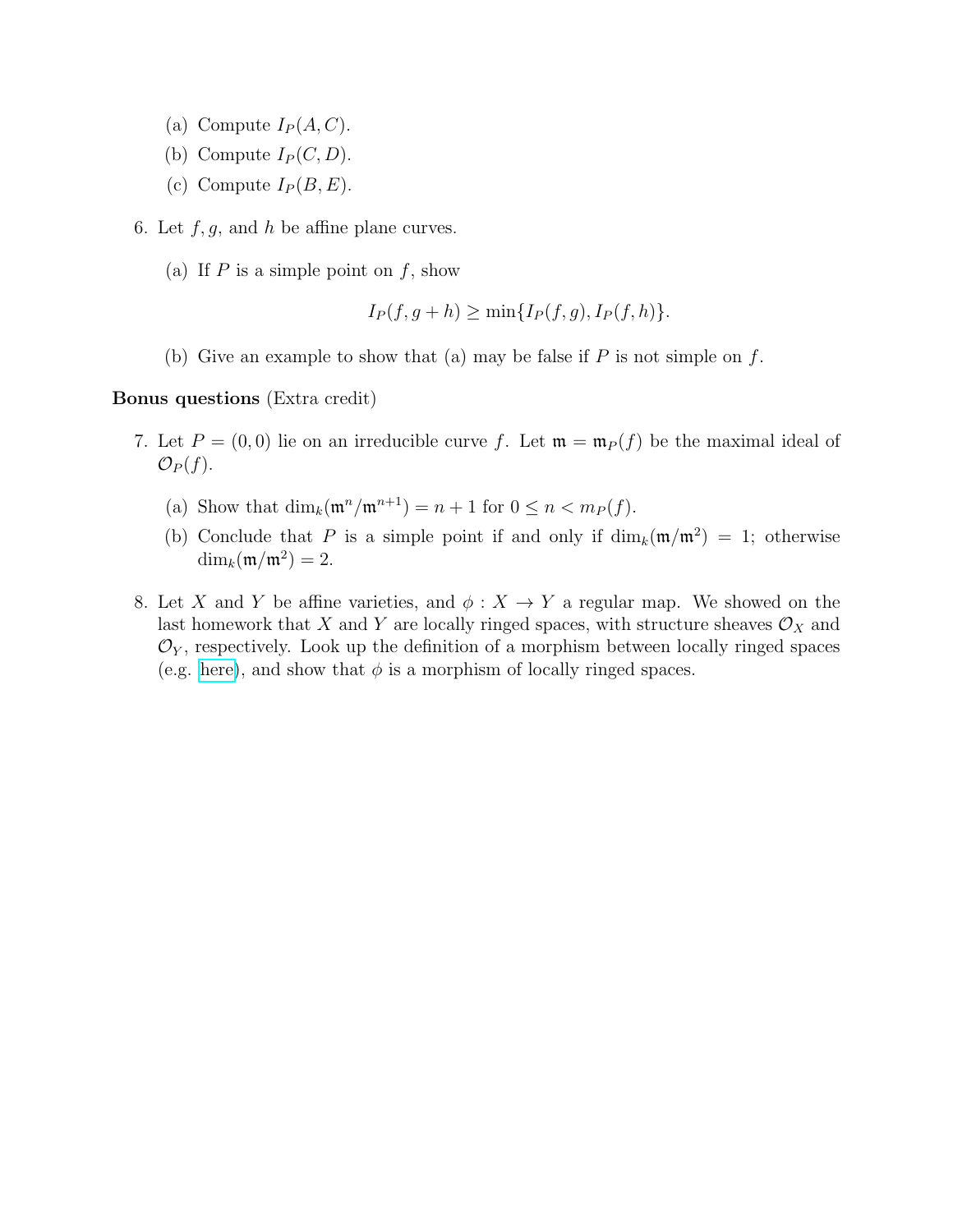(a) Compute $I_P(A, C)$.

(b) Compute $I_P(C, D)$.

(c) Compute $I_P(B, E)$.

6. Let $f, g$, and $h$ be affine plane curves.

   (a) If $P$ is a simple point on $f$, show

   $$I_P(f, g + h) \geq \min\{I_P(f, g), I_P(f, h)\}.$$

   (b) Give an example to show that (a) may be false if $P$ is not simple on $f$.

**Bonus questions** (Extra credit)

7. Let $P = (0, 0)$ lie on an irreducible curve $f$. Let $\mathfrak{m} = \mathfrak{m}_P(f)$ be the maximal ideal of $\mathcal{O}_P(f)$.

   (a) Show that $\dim_k(\mathfrak{m}^n/\mathfrak{m}^{n+1}) = n + 1$ for $0 \leq n < m_P(f)$.

   (b) Conclude that $P$ is a simple point if and only if $\dim_k(\mathfrak{m}/\mathfrak{m}^2) = 1$; otherwise $\dim_k(\mathfrak{m}/\mathfrak{m}^2) = 2$.

8. Let $X$ and $Y$ be affine varieties, and $\phi : X \to Y$ a regular map. We showed on the last homework that $X$ and $Y$ are locally ringed spaces, with structure sheaves $\mathcal{O}_X$ and $\mathcal{O}_Y$, respectively. Look up the definition of a morphism between locally ringed spaces (e.g. here), and show that $\phi$ is a morphism of locally ringed spaces.